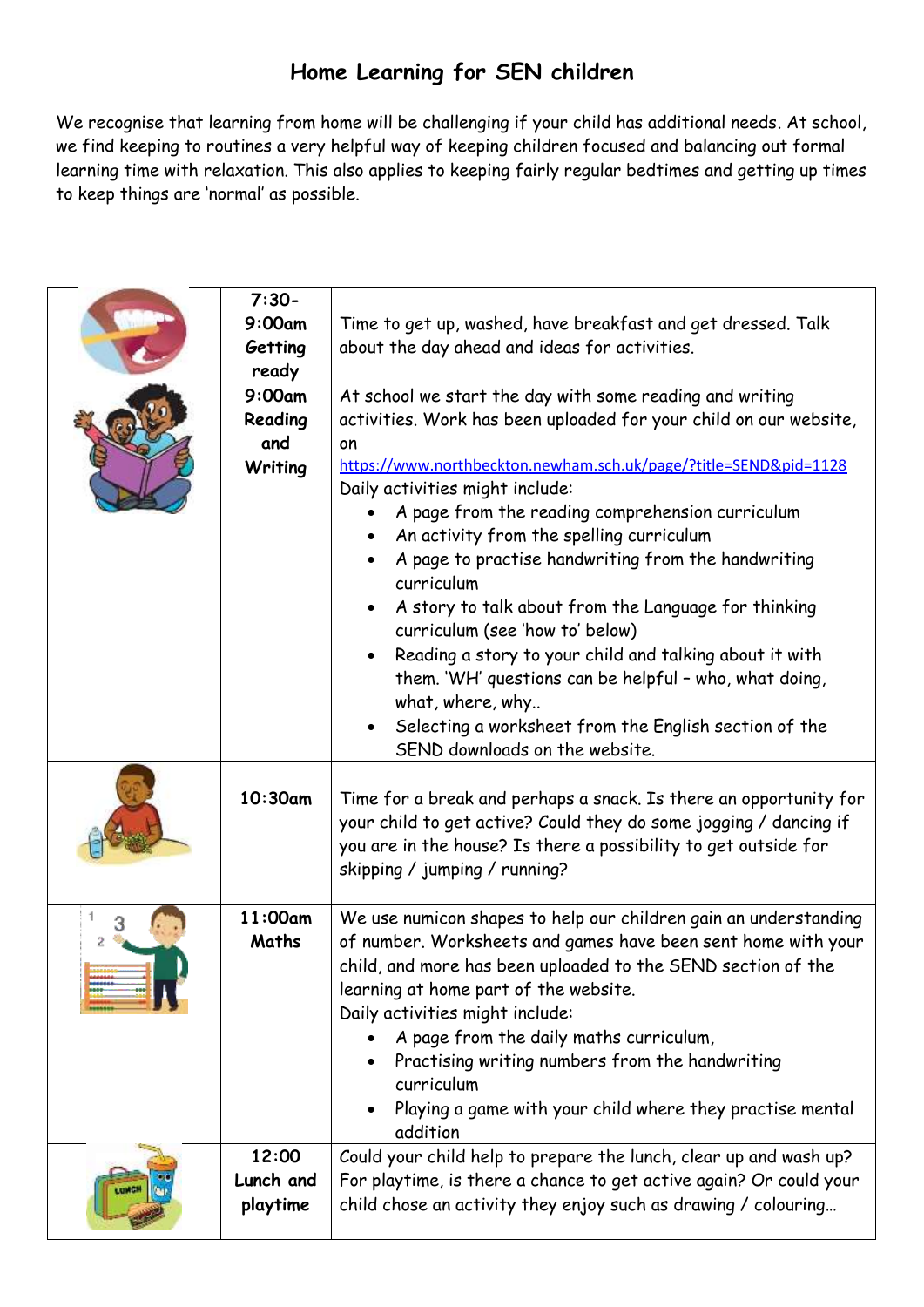# Home Learning for SEN children

We recognise that learning from home will be challenging if your child has additional needs. At school, we find keeping to routines a very helpful way of keeping children focused and balancing out formal learning time with relaxation. This also applies to keeping fairly regular bedtimes and getting up times to keep things are 'normal' as possible.

| | | |
|---|---|---|
| | **7:30-9:00am Getting ready** | Time to get up, washed, have breakfast and get dressed. Talk about the day ahead and ideas for activities. |
| | **9:00am Reading and Writing** | At school we start the day with some reading and writing activities. Work has been uploaded for your child on our website, on https://www.northbeckton.newham.sch.uk/page/?title=SEND&pid=1128<br>Daily activities might include:<br>• A page from the reading comprehension curriculum<br>• An activity from the spelling curriculum<br>• A page to practise handwriting from the handwriting curriculum<br>• A story to talk about from the Language for thinking curriculum (see 'how to' below)<br>• Reading a story to your child and talking about it with them. 'WH' questions can be helpful – who, what doing, what, where, why..<br>• Selecting a worksheet from the English section of the SEND downloads on the website. |
| | **10:30am** | Time for a break and perhaps a snack. Is there an opportunity for your child to get active? Could they do some jogging / dancing if you are in the house? Is there a possibility to get outside for skipping / jumping / running? |
| | **11:00am Maths** | We use numicon shapes to help our children gain an understanding of number. Worksheets and games have been sent home with your child, and more has been uploaded to the SEND section of the learning at home part of the website.<br>Daily activities might include:<br>• A page from the daily maths curriculum,<br>• Practising writing numbers from the handwriting curriculum<br>• Playing a game with your child where they practise mental addition |
| | **12:00 Lunch and playtime** | Could your child help to prepare the lunch, clear up and wash up? For playtime, is there a chance to get active again? Or could your child chose an activity they enjoy such as drawing / colouring… |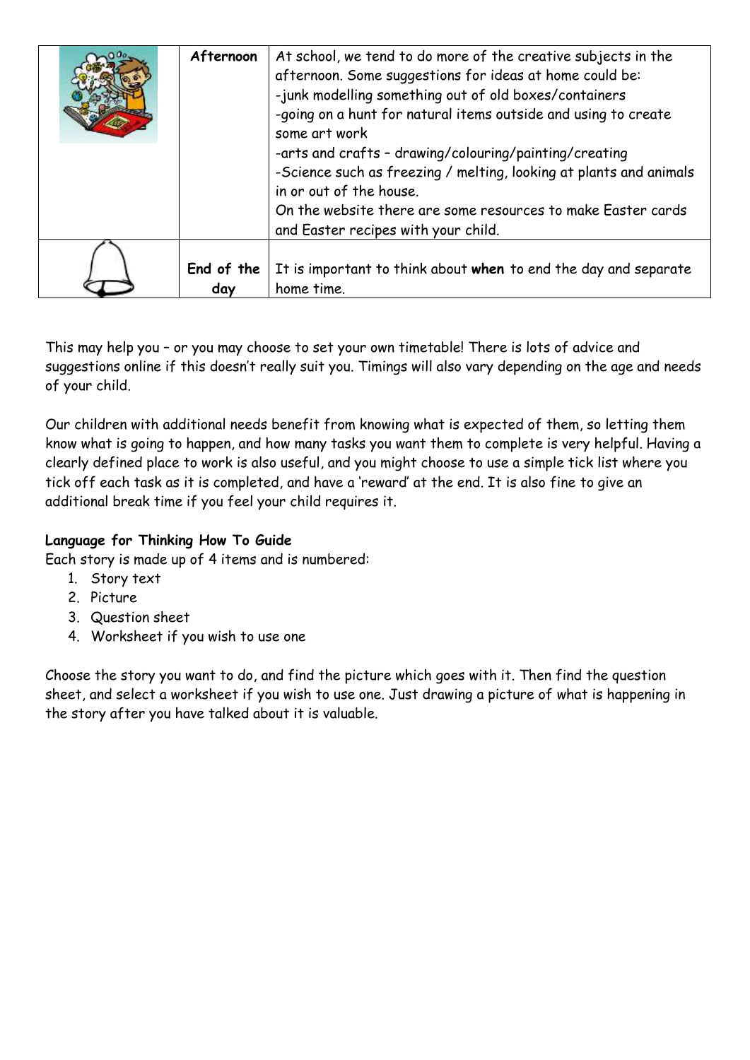| | | |
|---|---|---|
| | **Afternoon** | At school, we tend to do more of the creative subjects in the afternoon. Some suggestions for ideas at home could be:<br>-junk modelling something out of old boxes/containers<br>-going on a hunt for natural items outside and using to create some art work<br>-arts and crafts – drawing/colouring/painting/creating<br>-Science such as freezing / melting, looking at plants and animals in or out of the house.<br>On the website there are some resources to make Easter cards and Easter recipes with your child. |
| | **End of the day** | It is important to think about **when** to end the day and separate home time. |

This may help you – or you may choose to set your own timetable! There is lots of advice and suggestions online if this doesn't really suit you. Timings will also vary depending on the age and needs of your child.

Our children with additional needs benefit from knowing what is expected of them, so letting them know what is going to happen, and how many tasks you want them to complete is very helpful. Having a clearly defined place to work is also useful, and you might choose to use a simple tick list where you tick off each task as it is completed, and have a 'reward' at the end. It is also fine to give an additional break time if you feel your child requires it.

**Language for Thinking How To Guide**

Each story is made up of 4 items and is numbered:

1. Story text
2. Picture
3. Question sheet
4. Worksheet if you wish to use one

Choose the story you want to do, and find the picture which goes with it. Then find the question sheet, and select a worksheet if you wish to use one. Just drawing a picture of what is happening in the story after you have talked about it is valuable.